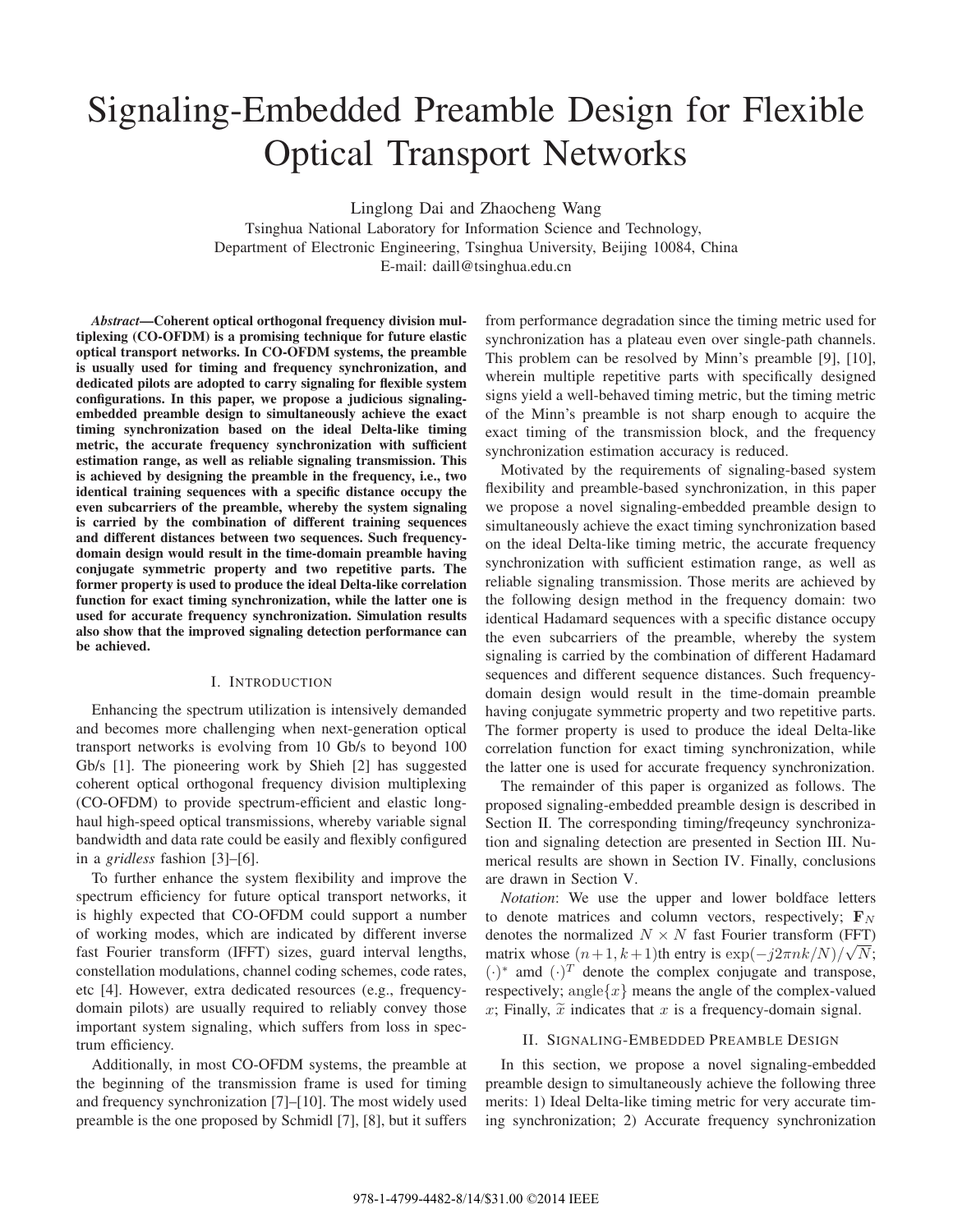# Signaling-Embedded Preamble Design for Flexible Optical Transport Networks

Linglong Dai and Zhaocheng Wang

Tsinghua National Laboratory for Information Science and Technology,
Department of Electronic Engineering, Tsinghua University, Beijing 10084, China
E-mail: daill@tsinghua.edu.cn

***Abstract*—Coherent optical orthogonal frequency division multiplexing (CO-OFDM) is a promising technique for future elastic optical transport networks. In CO-OFDM systems, the preamble is usually used for timing and frequency synchronization, and dedicated pilots are adopted to carry signaling for flexible system configurations. In this paper, we propose a judicious signaling-embedded preamble design to simultaneously achieve the exact timing synchronization based on the ideal Delta-like timing metric, the accurate frequency synchronization with sufficient estimation range, as well as reliable signaling transmission. This is achieved by designing the preamble in the frequency, i.e., two identical training sequences with a specific distance occupy the even subcarriers of the preamble, whereby the system signaling is carried by the combination of different training sequences and different distances between two sequences. Such frequency-domain design would result in the time-domain preamble having conjugate symmetric property and two repetitive parts. The former property is used to produce the ideal Delta-like correlation function for exact timing synchronization, while the latter one is used for accurate frequency synchronization. Simulation results also show that the improved signaling detection performance can be achieved.**

## I. Introduction

Enhancing the spectrum utilization is intensively demanded and becomes more challenging when next-generation optical transport networks is evolving from 10 Gb/s to beyond 100 Gb/s [1]. The pioneering work by Shieh [2] has suggested coherent optical orthogonal frequency division multiplexing (CO-OFDM) to provide spectrum-efficient and elastic long-haul high-speed optical transmissions, whereby variable signal bandwidth and data rate could be easily and flexibly configured in a *gridless* fashion [3]–[6].

To further enhance the system flexibility and improve the spectrum efficiency for future optical transport networks, it is highly expected that CO-OFDM could support a number of working modes, which are indicated by different inverse fast Fourier transform (IFFT) sizes, guard interval lengths, constellation modulations, channel coding schemes, code rates, etc [4]. However, extra dedicated resources (e.g., frequency-domain pilots) are usually required to reliably convey those important system signaling, which suffers from loss in spectrum efficiency.

Additionally, in most CO-OFDM systems, the preamble at the beginning of the transmission frame is used for timing and frequency synchronization [7]–[10]. The most widely used preamble is the one proposed by Schmidl [7], [8], but it suffers from performance degradation since the timing metric used for synchronization has a plateau even over single-path channels. This problem can be resolved by Minn's preamble [9], [10], wherein multiple repetitive parts with specifically designed signs yield a well-behaved timing metric, but the timing metric of the Minn's preamble is not sharp enough to acquire the exact timing of the transmission block, and the frequency synchronization estimation accuracy is reduced.

Motivated by the requirements of signaling-based system flexibility and preamble-based synchronization, in this paper we propose a novel signaling-embedded preamble design to simultaneously achieve the exact timing synchronization based on the ideal Delta-like timing metric, the accurate frequency synchronization with sufficient estimation range, as well as reliable signaling transmission. Those merits are achieved by the following design method in the frequency domain: two identical Hadamard sequences with a specific distance occupy the even subcarriers of the preamble, whereby the system signaling is carried by the combination of different Hadamard sequences and different sequence distances. Such frequency-domain design would result in the time-domain preamble having conjugate symmetric property and two repetitive parts. The former property is used to produce the ideal Delta-like correlation function for exact timing synchronization, while the latter one is used for accurate frequency synchronization.

The remainder of this paper is organized as follows. The proposed signaling-embedded preamble design is described in Section II. The corresponding timing/freqeuncy synchronization and signaling detection are presented in Section III. Numerical results are shown in Section IV. Finally, conclusions are drawn in Section V.

*Notation*: We use the upper and lower boldface letters to denote matrices and column vectors, respectively; $\mathbf{F}_N$ denotes the normalized $N \times N$ fast Fourier transform (FFT) matrix whose $(n+1, k+1)$th entry is $\exp(-j2\pi nk/N)/\sqrt{N}$; $(\cdot)^*$ amd $(\cdot)^T$ denote the complex conjugate and transpose, respectively; $\text{angle}\{x\}$ means the angle of the complex-valued $x$; Finally, $\widetilde{x}$ indicates that $x$ is a frequency-domain signal.

## II. Signaling-Embedded Preamble Design

In this section, we propose a novel signaling-embedded preamble design to simultaneously achieve the following three merits: 1) Ideal Delta-like timing metric for very accurate timing synchronization; 2) Accurate frequency synchronization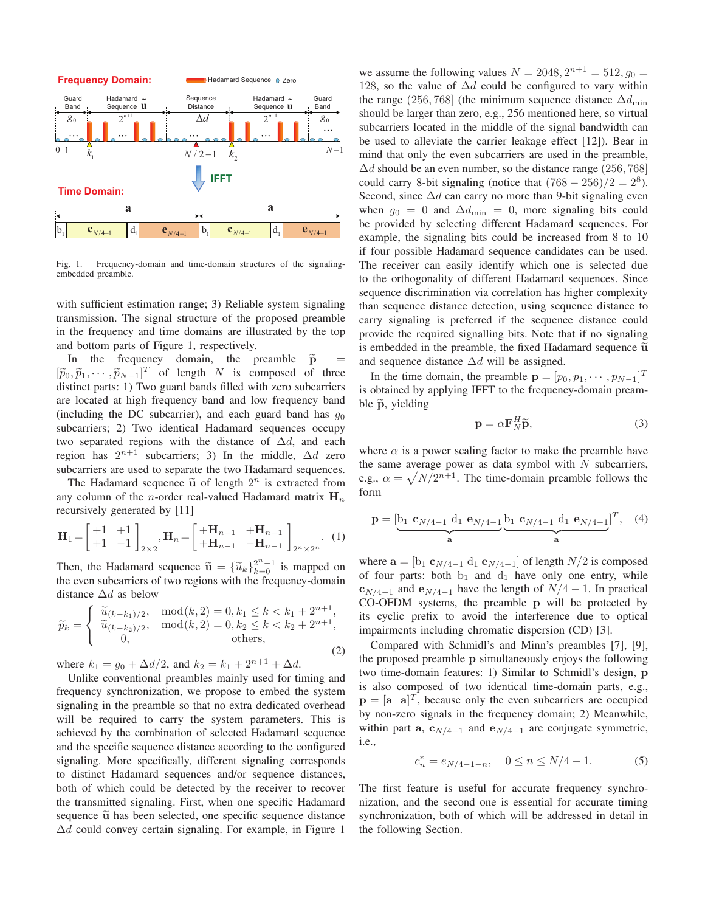Fig. 1. Frequency-domain and time-domain structures of the signaling-embedded preamble.

with sufficient estimation range; 3) Reliable system signaling transmission. The signal structure of the proposed preamble in the frequency and time domains are illustrated by the top and bottom parts of Figure 1, respectively.

In the frequency domain, the preamble $\widetilde{\mathbf{p}} = [\widetilde{p}_0, \widetilde{p}_1, \cdots, \widetilde{p}_{N-1}]^T$ of length $N$ is composed of three distinct parts: 1) Two guard bands filled with zero subcarriers are located at high frequency band and low frequency band (including the DC subcarrier), and each guard band has $g_0$ subcarriers; 2) Two identical Hadamard sequences occupy two separated regions with the distance of $\Delta d$, and each region has $2^{n+1}$ subcarriers; 3) In the middle, $\Delta d$ zero subcarriers are used to separate the two Hadamard sequences.

The Hadamard sequence $\widetilde{\mathbf{u}}$ of length $2^n$ is extracted from any column of the $n$-order real-valued Hadamard matrix $\mathbf{H}_n$ recursively generated by [11]

$$\mathbf{H}_1 = \begin{bmatrix} +1 & +1 \\ +1 & -1 \end{bmatrix}_{2\times 2}, \mathbf{H}_n = \begin{bmatrix} +\mathbf{H}_{n-1} & +\mathbf{H}_{n-1} \\ +\mathbf{H}_{n-1} & -\mathbf{H}_{n-1} \end{bmatrix}_{2^n \times 2^n}. \quad (1)$$

Then, the Hadamard sequence $\widetilde{\mathbf{u}} = \{\widetilde{u}_k\}_{k=0}^{2^n-1}$ is mapped on the even subcarriers of two regions with the frequency-domain distance $\Delta d$ as below

$$\widetilde{p}_k = \begin{cases} \widetilde{u}_{(k-k_1)/2}, & \mathrm{mod}(k,2) = 0, k_1 \leq k < k_1 + 2^{n+1}, \\ \widetilde{u}_{(k-k_2)/2}, & \mathrm{mod}(k,2) = 0, k_2 \leq k < k_2 + 2^{n+1}, \\ 0, & \text{others}, \end{cases} \quad (2)$$

where $k_1 = g_0 + \Delta d/2$, and $k_2 = k_1 + 2^{n+1} + \Delta d$.

Unlike conventional preambles mainly used for timing and frequency synchronization, we propose to embed the system signaling in the preamble so that no extra dedicated overhead will be required to carry the system parameters. This is achieved by the combination of selected Hadamard sequence and the specific sequence distance according to the configured signaling. More specifically, different signaling corresponds to distinct Hadamard sequences and/or sequence distances, both of which could be detected by the receiver to recover the transmitted signaling. First, when one specific Hadamard sequence $\widetilde{\mathbf{u}}$ has been selected, one specific sequence distance $\Delta d$ could convey certain signaling. For example, in Figure 1 we assume the following values $N = 2048, 2^{n+1} = 512, g_0 = 128$, so the value of $\Delta d$ could be configured to vary within the range $(256, 768]$ (the minimum sequence distance $\Delta d_{\min}$ should be larger than zero, e.g., 256 mentioned here, so virtual subcarriers located in the middle of the signal bandwidth can be used to alleviate the carrier leakage effect [12]). Bear in mind that only the even subcarriers are used in the preamble, $\Delta d$ should be an even number, so the distance range $(256, 768]$ could carry 8-bit signaling (notice that $(768 - 256)/2 = 2^8$). Second, since $\Delta d$ can carry no more than 9-bit signaling even when $g_0 = 0$ and $\Delta d_{\min} = 0$, more signaling bits could be provided by selecting different Hadamard sequences. For example, the signaling bits could be increased from 8 to 10 if four possible Hadamard sequence candidates can be used. The receiver can easily identify which one is selected due to the orthogonality of different Hadamard sequences. Since sequence discrimination via correlation has higher complexity than sequence distance detection, using sequence distance to carry signaling is preferred if the sequence distance could provide the required signalling bits. Note that if no signaling is embedded in the preamble, the fixed Hadamard sequence $\widetilde{\mathbf{u}}$ and sequence distance $\Delta d$ will be assigned.

In the time domain, the preamble $\mathbf{p} = [p_0, p_1, \cdots, p_{N-1}]^T$ is obtained by applying IFFT to the frequency-domain preamble $\widetilde{\mathbf{p}}$, yielding

$$\mathbf{p} = \alpha \mathbf{F}_N^H \widetilde{\mathbf{p}}, \quad (3)$$

where $\alpha$ is a power scaling factor to make the preamble have the same average power as data symbol with $N$ subcarriers, e.g., $\alpha = \sqrt{N/2^{n+1}}$. The time-domain preamble follows the form

$$\mathbf{p} = [\underbrace{\mathrm{b}_1 \ \mathbf{c}_{N/4-1} \ \mathrm{d}_1 \ \mathbf{e}_{N/4-1}}_{\mathbf{a}} \underbrace{\mathrm{b}_1 \ \mathbf{c}_{N/4-1} \ \mathrm{d}_1 \ \mathbf{e}_{N/4-1}}_{\mathbf{a}}]^T, \quad (4)$$

where $\mathbf{a} = [\mathrm{b}_1 \ \mathbf{c}_{N/4-1} \ \mathrm{d}_1 \ \mathbf{e}_{N/4-1}]$ of length $N/2$ is composed of four parts: both $\mathrm{b}_1$ and $\mathrm{d}_1$ have only one entry, while $\mathbf{c}_{N/4-1}$ and $\mathbf{e}_{N/4-1}$ have the length of $N/4-1$. In practical CO-OFDM systems, the preamble $\mathbf{p}$ will be protected by its cyclic prefix to avoid the interference due to optical impairments including chromatic dispersion (CD) [3].

Compared with Schmidl's and Minn's preambles [7], [9], the proposed preamble $\mathbf{p}$ simultaneously enjoys the following two time-domain features: 1) Similar to Schmidl's design, $\mathbf{p}$ is also composed of two identical time-domain parts, e.g., $\mathbf{p} = [\mathbf{a} \ \ \mathbf{a}]^T$, because only the even subcarriers are occupied by non-zero signals in the frequency domain; 2) Meanwhile, within part $\mathbf{a}$, $\mathbf{c}_{N/4-1}$ and $\mathbf{e}_{N/4-1}$ are conjugate symmetric, i.e.,

$$c_n^* = e_{N/4-1-n}, \quad 0 \leq n \leq N/4-1. \quad (5)$$

The first feature is useful for accurate frequency synchronization, and the second one is essential for accurate timing synchronization, both of which will be addressed in detail in the following Section.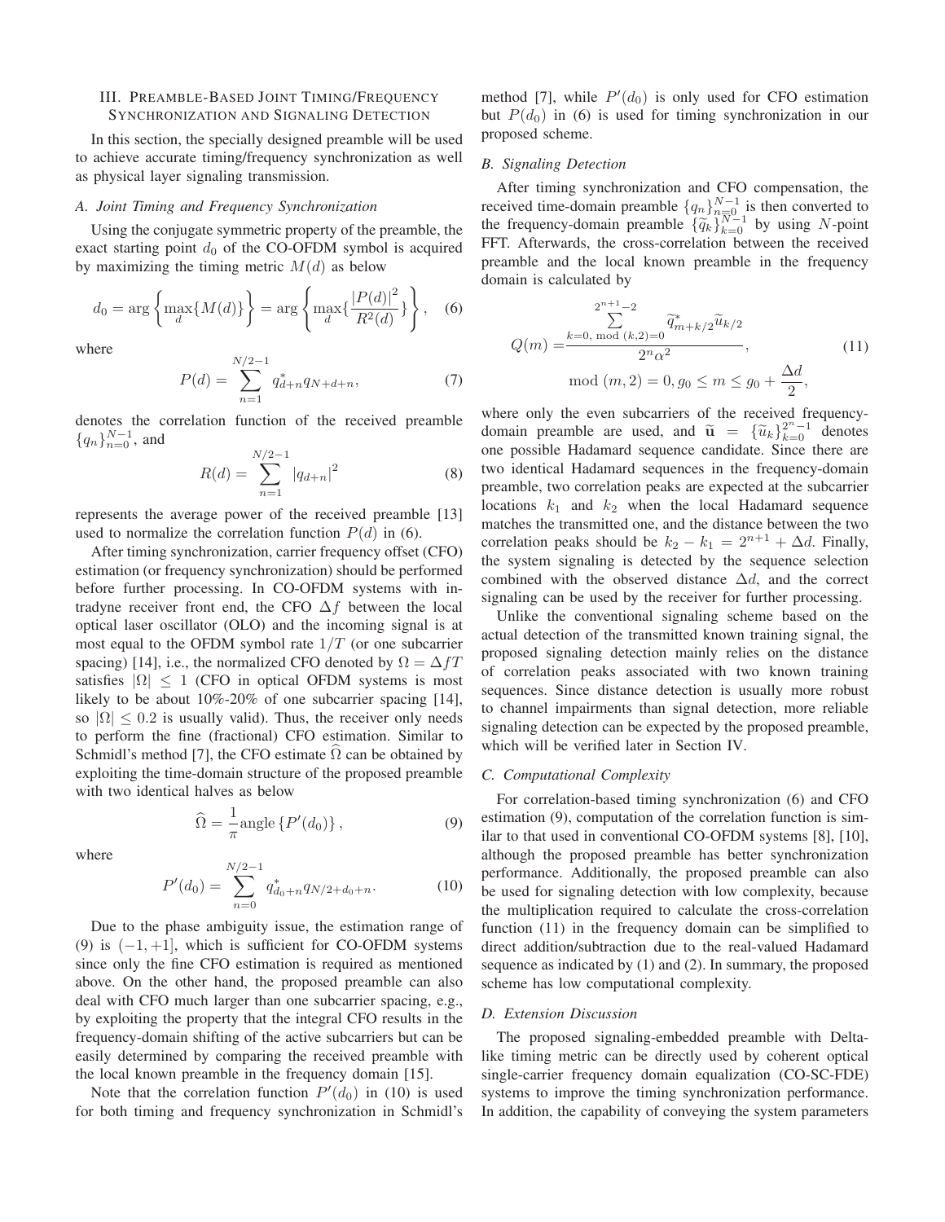## III. Preamble-Based Joint Timing/Frequency Synchronization and Signaling Detection

In this section, the specially designed preamble will be used to achieve accurate timing/frequency synchronization as well as physical layer signaling transmission.

### A. Joint Timing and Frequency Synchronization

Using the conjugate symmetric property of the preamble, the exact starting point $d_0$ of the CO-OFDM symbol is acquired by maximizing the timing metric $M(d)$ as below

$$d_0 = \arg\left\{\max_d\{M(d)\}\right\} = \arg\left\{\max_d\{\frac{|P(d)|^2}{R^2(d)}\}\right\}, \quad (6)$$

where

$$P(d) = \sum_{n=1}^{N/2-1} q_{d+n}^* q_{N+d+n}, \quad (7)$$

denotes the correlation function of the received preamble $\{q_n\}_{n=0}^{N-1}$, and

$$R(d) = \sum_{n=1}^{N/2-1} |q_{d+n}|^2 \quad (8)$$

represents the average power of the received preamble [13] used to normalize the correlation function $P(d)$ in (6).

After timing synchronization, carrier frequency offset (CFO) estimation (or frequency synchronization) should be performed before further processing. In CO-OFDM systems with intradyne receiver front end, the CFO $\Delta f$ between the local optical laser oscillator (OLO) and the incoming signal is at most equal to the OFDM symbol rate $1/T$ (or one subcarrier spacing) [14], i.e., the normalized CFO denoted by $\Omega = \Delta f T$ satisfies $|\Omega| \leq 1$ (CFO in optical OFDM systems is most likely to be about 10%-20% of one subcarrier spacing [14], so $|\Omega| \leq 0.2$ is usually valid). Thus, the receiver only needs to perform the fine (fractional) CFO estimation. Similar to Schmidl's method [7], the CFO estimate $\widehat{\Omega}$ can be obtained by exploiting the time-domain structure of the proposed preamble with two identical halves as below

$$\widehat{\Omega} = \frac{1}{\pi}\text{angle}\left\{P'(d_0)\right\}, \quad (9)$$

where

$$P'(d_0) = \sum_{n=0}^{N/2-1} q_{d_0+n}^* q_{N/2+d_0+n}. \quad (10)$$

Due to the phase ambiguity issue, the estimation range of (9) is $(-1, +1]$, which is sufficient for CO-OFDM systems since only the fine CFO estimation is required as mentioned above. On the other hand, the proposed preamble can also deal with CFO much larger than one subcarrier spacing, e.g., by exploiting the property that the integral CFO results in the frequency-domain shifting of the active subcarriers but can be easily determined by comparing the received preamble with the local known preamble in the frequency domain [15].

Note that the correlation function $P'(d_0)$ in (10) is used for both timing and frequency synchronization in Schmidl's method [7], while $P'(d_0)$ is only used for CFO estimation but $P(d_0)$ in (6) is used for timing synchronization in our proposed scheme.

### B. Signaling Detection

After timing synchronization and CFO compensation, the received time-domain preamble $\{q_n\}_{n=0}^{N-1}$ is then converted to the frequency-domain preamble $\{\widetilde{q}_k\}_{k=0}^{N-1}$ by using $N$-point FFT. Afterwards, the cross-correlation between the received preamble and the local known preamble in the frequency domain is calculated by

$$Q(m) = \frac{\sum\limits_{k=0,\ \mathrm{mod}\ (k,2)=0}^{2^{n+1}-2} \widetilde{q}_{m+k/2}^* \widetilde{u}_{k/2}}{2^n \alpha^2}, \quad (11)$$
$$\mathrm{mod}\ (m,2) = 0, g_0 \leq m \leq g_0 + \frac{\Delta d}{2},$$

where only the even subcarriers of the received frequency-domain preamble are used, and $\widetilde{\mathbf{u}} = \{\widetilde{u}_k\}_{k=0}^{2^n-1}$ denotes one possible Hadamard sequence candidate. Since there are two identical Hadamard sequences in the frequency-domain preamble, two correlation peaks are expected at the subcarrier locations $k_1$ and $k_2$ when the local Hadamard sequence matches the transmitted one, and the distance between the two correlation peaks should be $k_2 - k_1 = 2^{n+1} + \Delta d$. Finally, the system signaling is detected by the sequence selection combined with the observed distance $\Delta d$, and the correct signaling can be used by the receiver for further processing.

Unlike the conventional signaling scheme based on the actual detection of the transmitted known training signal, the proposed signaling detection mainly relies on the distance of correlation peaks associated with two known training sequences. Since distance detection is usually more robust to channel impairments than signal detection, more reliable signaling detection can be expected by the proposed preamble, which will be verified later in Section IV.

### C. Computational Complexity

For correlation-based timing synchronization (6) and CFO estimation (9), computation of the correlation function is similar to that used in conventional CO-OFDM systems [8], [10], although the proposed preamble has better synchronization performance. Additionally, the proposed preamble can also be used for signaling detection with low complexity, because the multiplication required to calculate the cross-correlation function (11) in the frequency domain can be simplified to direct addition/subtraction due to the real-valued Hadamard sequence as indicated by (1) and (2). In summary, the proposed scheme has low computational complexity.

### D. Extension Discussion

The proposed signaling-embedded preamble with Delta-like timing metric can be directly used by coherent optical single-carrier frequency domain equalization (CO-SC-FDE) systems to improve the timing synchronization performance. In addition, the capability of conveying the system parameters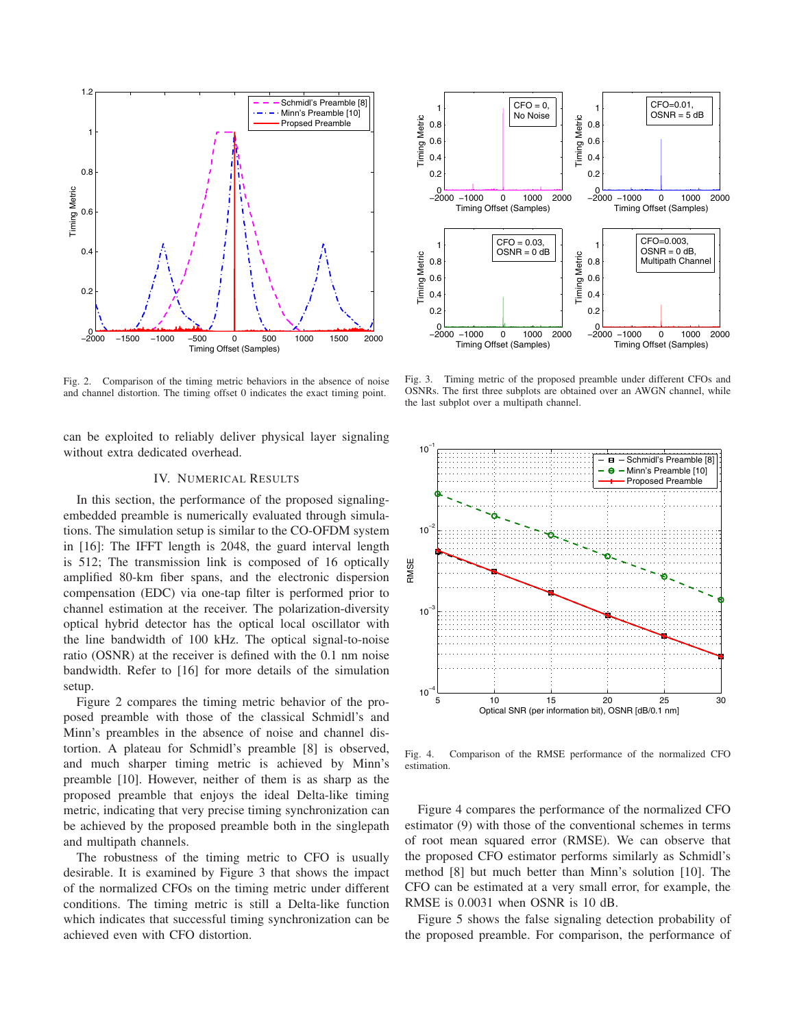Fig. 2. Comparison of the timing metric behaviors in the absence of noise and channel distortion. The timing offset 0 indicates the exact timing point.

Fig. 3. Timing metric of the proposed preamble under different CFOs and OSNRs. The first three subplots are obtained over an AWGN channel, while the last subplot over a multipath channel.

can be exploited to reliably deliver physical layer signaling without extra dedicated overhead.

## IV. Numerical Results

In this section, the performance of the proposed signaling-embedded preamble is numerically evaluated through simulations. The simulation setup is similar to the CO-OFDM system in [16]: The IFFT length is 2048, the guard interval length is 512; The transmission link is composed of 16 optically amplified 80-km fiber spans, and the electronic dispersion compensation (EDC) via one-tap filter is performed prior to channel estimation at the receiver. The polarization-diversity optical hybrid detector has the optical local oscillator with the line bandwidth of 100 kHz. The optical signal-to-noise ratio (OSNR) at the receiver is defined with the 0.1 nm noise bandwidth. Refer to [16] for more details of the simulation setup.

Figure 2 compares the timing metric behavior of the proposed preamble with those of the classical Schmidl's and Minn's preambles in the absence of noise and channel distortion. A plateau for Schmidl's preamble [8] is observed, and much sharper timing metric is achieved by Minn's preamble [10]. However, neither of them is as sharp as the proposed preamble that enjoys the ideal Delta-like timing metric, indicating that very precise timing synchronization can be achieved by the proposed preamble both in the singlepath and multipath channels.

The robustness of the timing metric to CFO is usually desirable. It is examined by Figure 3 that shows the impact of the normalized CFOs on the timing metric under different conditions. The timing metric is still a Delta-like function which indicates that successful timing synchronization can be achieved even with CFO distortion.

Fig. 4. Comparison of the RMSE performance of the normalized CFO estimation.

Figure 4 compares the performance of the normalized CFO estimator (9) with those of the conventional schemes in terms of root mean squared error (RMSE). We can observe that the proposed CFO estimator performs similarly as Schmidl's method [8] but much better than Minn's solution [10]. The CFO can be estimated at a very small error, for example, the RMSE is 0.0031 when OSNR is 10 dB.

Figure 5 shows the false signaling detection probability of the proposed preamble. For comparison, the performance of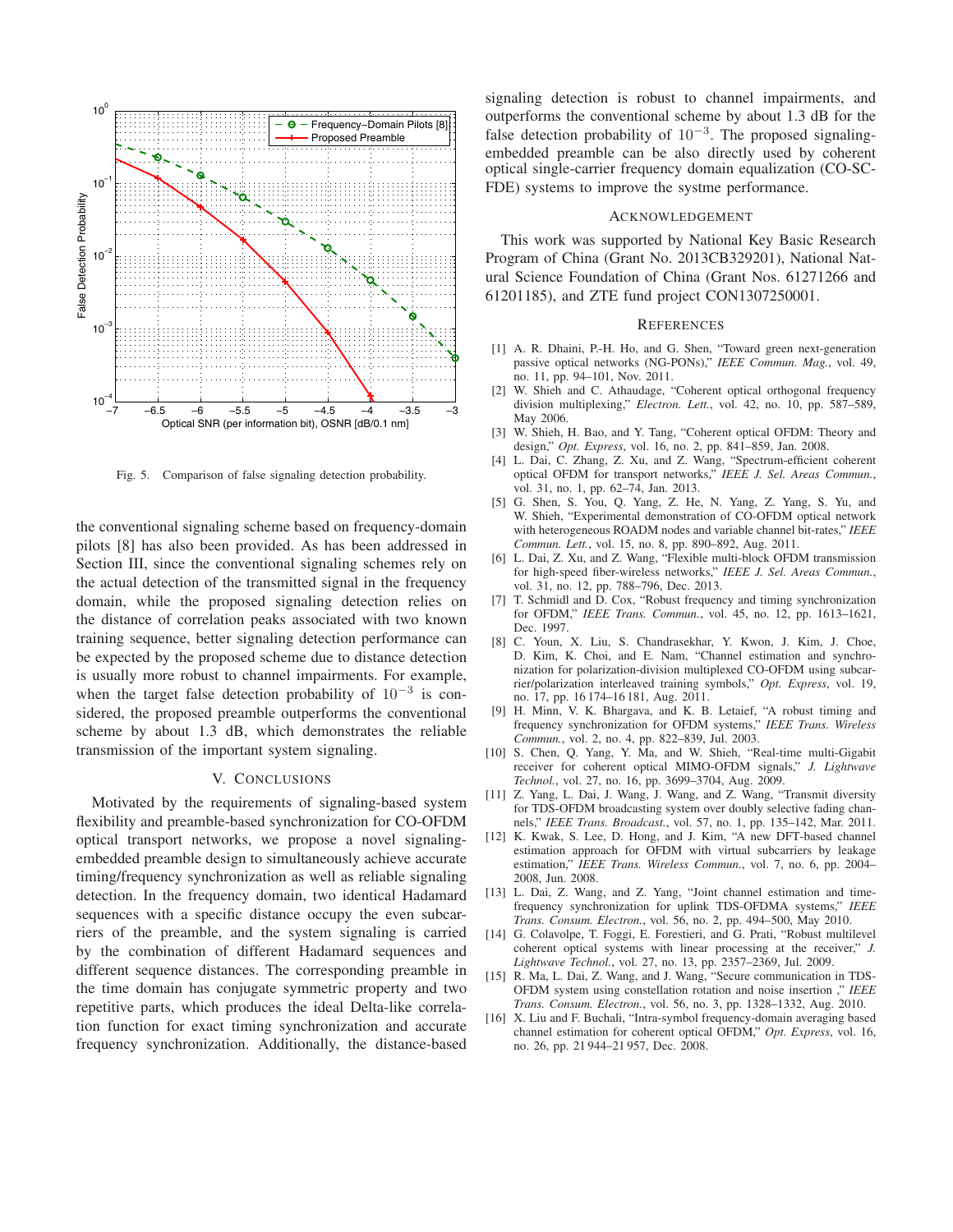$10^0$

$10^{-1}$

$10^{-2}$

$10^{-3}$

$10^{-4}$

False Detection Probability

−7 −6.5 −6 −5.5 −5 −4.5 −4 −3.5 −3

Optical SNR (per information bit), OSNR [dB/0.1 nm]

Frequency−Domain Pilots [8]

Proposed Preamble

Fig. 5. Comparison of false signaling detection probability.

the conventional signaling scheme based on frequency-domain pilots [8] has also been provided. As has been addressed in Section III, since the conventional signaling schemes rely on the actual detection of the transmitted signal in the frequency domain, while the proposed signaling detection relies on the distance of correlation peaks associated with two known training sequence, better signaling detection performance can be expected by the proposed scheme due to distance detection is usually more robust to channel impairments. For example, when the target false detection probability of $10^{-3}$ is considered, the proposed preamble outperforms the conventional scheme by about 1.3 dB, which demonstrates the reliable transmission of the important system signaling.

## V. Conclusions

Motivated by the requirements of signaling-based system flexibility and preamble-based synchronization for CO-OFDM optical transport networks, we propose a novel signaling-embedded preamble design to simultaneously achieve accurate timing/frequency synchronization as well as reliable signaling detection. In the frequency domain, two identical Hadamard sequences with a specific distance occupy the even subcarriers of the preamble, and the system signaling is carried by the combination of different Hadamard sequences and different sequence distances. The corresponding preamble in the time domain has conjugate symmetric property and two repetitive parts, which produces the ideal Delta-like correlation function for exact timing synchronization and accurate frequency synchronization. Additionally, the distance-based signaling detection is robust to channel impairments, and outperforms the conventional scheme by about 1.3 dB for the false detection probability of $10^{-3}$. The proposed signaling-embedded preamble can be also directly used by coherent optical single-carrier frequency domain equalization (CO-SC-FDE) systems to improve the systme performance.

## Acknowledgement

This work was supported by National Key Basic Research Program of China (Grant No. 2013CB329201), National Natural Science Foundation of China (Grant Nos. 61271266 and 61201185), and ZTE fund project CON1307250001.

## References

[1] A. R. Dhaini, P.-H. Ho, and G. Shen, "Toward green next-generation passive optical networks (NG-PONs)," *IEEE Commun. Mag.*, vol. 49, no. 11, pp. 94–101, Nov. 2011.

[2] W. Shieh and C. Athaudage, "Coherent optical orthogonal frequency division multiplexing," *Electron. Lett.*, vol. 42, no. 10, pp. 587–589, May 2006.

[3] W. Shieh, H. Bao, and Y. Tang, "Coherent optical OFDM: Theory and design," *Opt. Express*, vol. 16, no. 2, pp. 841–859, Jan. 2008.

[4] L. Dai, C. Zhang, Z. Xu, and Z. Wang, "Spectrum-efficient coherent optical OFDM for transport networks," *IEEE J. Sel. Areas Commun.*, vol. 31, no. 1, pp. 62–74, Jan. 2013.

[5] G. Shen, S. You, Q. Yang, Z. He, N. Yang, Z. Yang, S. Yu, and W. Shieh, "Experimental demonstration of CO-OFDM optical network with heterogeneous ROADM nodes and variable channel bit-rates," *IEEE Commun. Lett.*, vol. 15, no. 8, pp. 890–892, Aug. 2011.

[6] L. Dai, Z. Xu, and Z. Wang, "Flexible multi-block OFDM transmission for high-speed fiber-wireless networks," *IEEE J. Sel. Areas Commun.*, vol. 31, no. 12, pp. 788–796, Dec. 2013.

[7] T. Schmidl and D. Cox, "Robust frequency and timing synchronization for OFDM," *IEEE Trans. Commun.*, vol. 45, no. 12, pp. 1613–1621, Dec. 1997.

[8] C. Youn, X. Liu, S. Chandrasekhar, Y. Kwon, J. Kim, J. Choe, D. Kim, K. Choi, and E. Nam, "Channel estimation and synchronization for polarization-division multiplexed CO-OFDM using subcarrier/polarization interleaved training symbols," *Opt. Express*, vol. 19, no. 17, pp. 16 174–16 181, Aug. 2011.

[9] H. Minn, V. K. Bhargava, and K. B. Letaief, "A robust timing and frequency synchronization for OFDM systems," *IEEE Trans. Wireless Commun.*, vol. 2, no. 4, pp. 822–839, Jul. 2003.

[10] S. Chen, Q. Yang, Y. Ma, and W. Shieh, "Real-time multi-Gigabit receiver for coherent optical MIMO-OFDM signals," *J. Lightwave Technol.*, vol. 27, no. 16, pp. 3699–3704, Aug. 2009.

[11] Z. Yang, L. Dai, J. Wang, J. Wang, and Z. Wang, "Transmit diversity for TDS-OFDM broadcasting system over doubly selective fading channels," *IEEE Trans. Broadcast.*, vol. 57, no. 1, pp. 135–142, Mar. 2011.

[12] K. Kwak, S. Lee, D. Hong, and J. Kim, "A new DFT-based channel estimation approach for OFDM with virtual subcarriers by leakage estimation," *IEEE Trans. Wireless Commun.*, vol. 7, no. 6, pp. 2004–2008, Jun. 2008.

[13] L. Dai, Z. Wang, and Z. Yang, "Joint channel estimation and time-frequency synchronization for uplink TDS-OFDMA systems," *IEEE Trans. Consum. Electron.*, vol. 56, no. 2, pp. 494–500, May 2010.

[14] G. Colavolpe, T. Foggi, E. Forestieri, and G. Prati, "Robust multilevel coherent optical systems with linear processing at the receiver," *J. Lightwave Technol.*, vol. 27, no. 13, pp. 2357–2369, Jul. 2009.

[15] R. Ma, L. Dai, Z. Wang, and J. Wang, "Secure communication in TDS-OFDM system using constellation rotation and noise insertion ," *IEEE Trans. Consum. Electron.*, vol. 56, no. 3, pp. 1328–1332, Aug. 2010.

[16] X. Liu and F. Buchali, "Intra-symbol frequency-domain averaging based channel estimation for coherent optical OFDM," *Opt. Express*, vol. 16, no. 26, pp. 21 944–21 957, Dec. 2008.